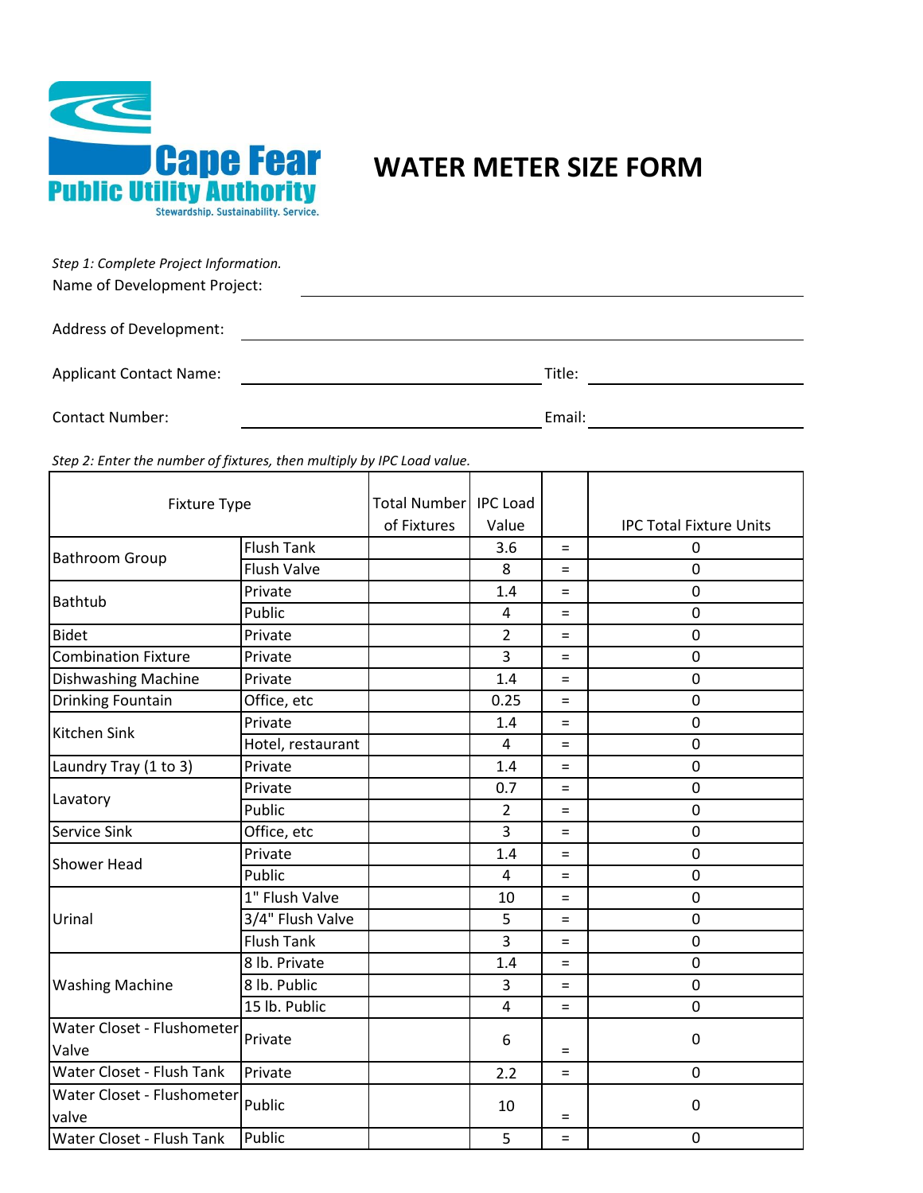Cape Fear Public Utility Authority

Stewardship. Sustainability. Service.

# WATER METER SIZE FORM

*Step 1: Complete Project Information.*

Name of Development Project: ______________________________

Address of Development: ______________________________

Applicant Contact Name: ______________________________ Title: ______________

Contact Number: ______________________________ Email: ______________

*Step 2: Enter the number of fixtures, then multiply by IPC Load value.*

| Fixture Type | | Total Number of Fixtures | IPC Load Value | | IPC Total Fixture Units |
|---|---|---|---|---|---|
| Bathroom Group | Flush Tank | | 3.6 | = | 0 |
| | Flush Valve | | 8 | = | 0 |
| Bathtub | Private | | 1.4 | = | 0 |
| | Public | | 4 | = | 0 |
| Bidet | Private | | 2 | = | 0 |
| Combination Fixture | Private | | 3 | = | 0 |
| Dishwashing Machine | Private | | 1.4 | = | 0 |
| Drinking Fountain | Office, etc | | 0.25 | = | 0 |
| Kitchen Sink | Private | | 1.4 | = | 0 |
| | Hotel, restaurant | | 4 | = | 0 |
| Laundry Tray (1 to 3) | Private | | 1.4 | = | 0 |
| Lavatory | Private | | 0.7 | = | 0 |
| | Public | | 2 | = | 0 |
| Service Sink | Office, etc | | 3 | = | 0 |
| Shower Head | Private | | 1.4 | = | 0 |
| | Public | | 4 | = | 0 |
| Urinal | 1" Flush Valve | | 10 | = | 0 |
| | 3/4" Flush Valve | | 5 | = | 0 |
| | Flush Tank | | 3 | = | 0 |
| Washing Machine | 8 lb. Private | | 1.4 | = | 0 |
| | 8 lb. Public | | 3 | = | 0 |
| | 15 lb. Public | | 4 | = | 0 |
| Water Closet - Flushometer Valve | Private | | 6 | = | 0 |
| Water Closet - Flush Tank | Private | | 2.2 | = | 0 |
| Water Closet - Flushometer valve | Public | | 10 | = | 0 |
| Water Closet - Flush Tank | Public | | 5 | = | 0 |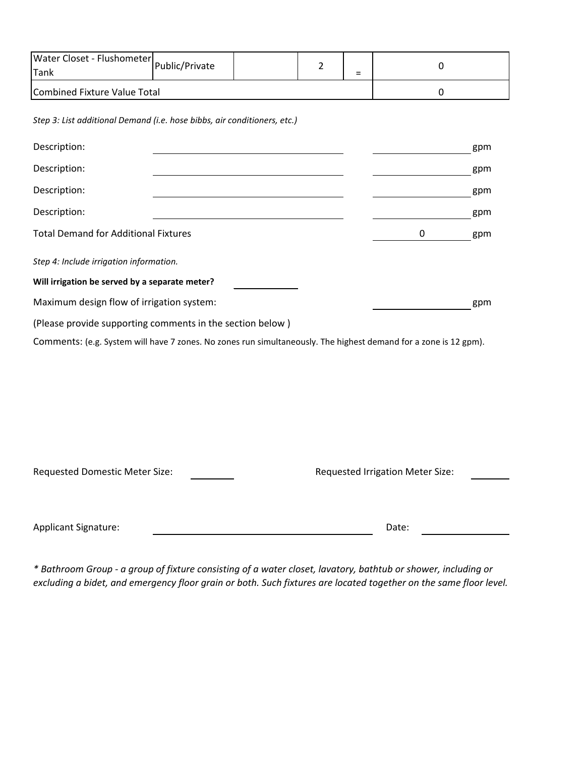| | | | | | |
|---|---|---|---|---|---|
| Water Closet - Flushometer Tank | Public/Private | | 2 | = | 0 |
| Combined Fixture Value Total | | | | | 0 |

*Step 3: List additional Demand (i.e. hose bibbs, air conditioners, etc.)*

Description: ______________________________ ______________ gpm

Description: ______________________________ ______________ gpm

Description: ______________________________ ______________ gpm

Description: ______________________________ ______________ gpm

Total Demand for Additional Fixtures 0 gpm

*Step 4: Include irrigation information.*

**Will irrigation be served by a separate meter?** __________

Maximum design flow of irrigation system: ______________ gpm

(Please provide supporting comments in the section below )

Comments: (e.g. System will have 7 zones. No zones run simultaneously. The highest demand for a zone is 12 gpm).

Requested Domestic Meter Size: ________ Requested Irrigation Meter Size: ________

Applicant Signature: ______________________________ Date: ______________

*\* Bathroom Group - a group of fixture consisting of a water closet, lavatory, bathtub or shower, including or excluding a bidet, and emergency floor grain or both. Such fixtures are located together on the same floor level.*